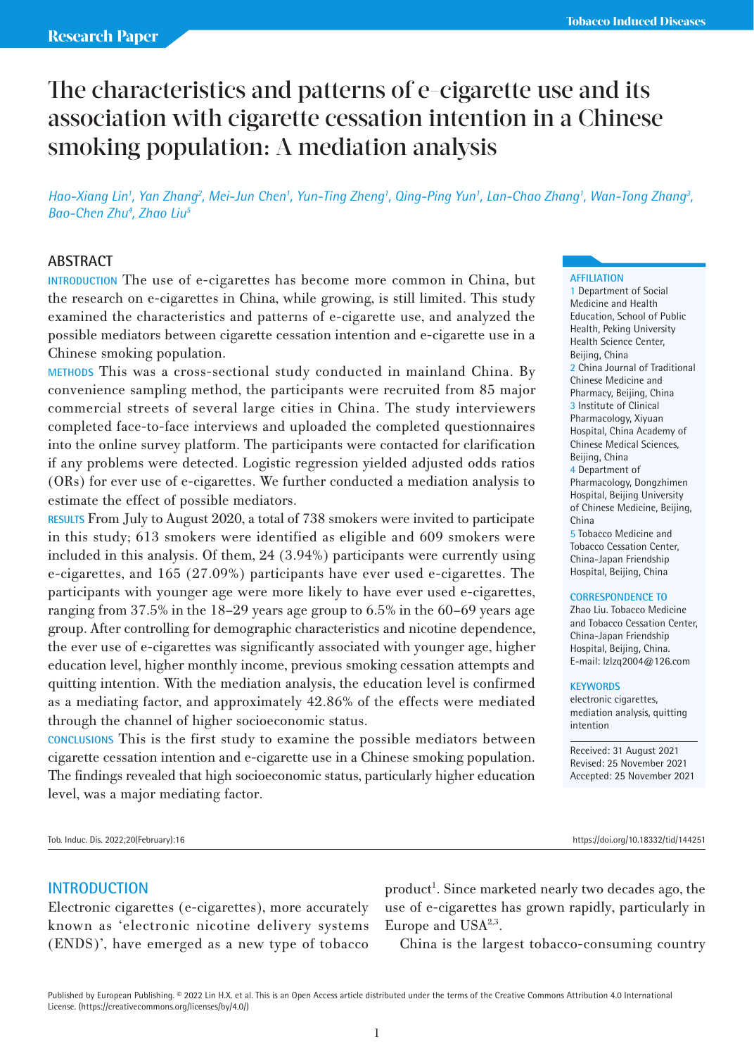Research Paper

# The characteristics and patterns of e-cigarette use and its association with cigarette cessation intention in a Chinese smoking population: A mediation analysis

*Hao-Xiang Lin[1], Yan Zhang[2], Mei-Jun Chen[1], Yun-Ting Zheng[1], Qing-Ping Yun[1], Lan-Chao Zhang[1], Wan-Tong Zhang[3], Bao-Chen Zhu[4], Zhao Liu[5]*

## ABSTRACT

**INTRODUCTION** The use of e-cigarettes has become more common in China, but the research on e-cigarettes in China, while growing, is still limited. This study examined the characteristics and patterns of e-cigarette use, and analyzed the possible mediators between cigarette cessation intention and e-cigarette use in a Chinese smoking population.

**METHODS** This was a cross-sectional study conducted in mainland China. By convenience sampling method, the participants were recruited from 85 major commercial streets of several large cities in China. The study interviewers completed face-to-face interviews and uploaded the completed questionnaires into the online survey platform. The participants were contacted for clarification if any problems were detected. Logistic regression yielded adjusted odds ratios (ORs) for ever use of e-cigarettes. We further conducted a mediation analysis to estimate the effect of possible mediators.

**RESULTS** From July to August 2020, a total of 738 smokers were invited to participate in this study; 613 smokers were identified as eligible and 609 smokers were included in this analysis. Of them, 24 (3.94%) participants were currently using e-cigarettes, and 165 (27.09%) participants have ever used e-cigarettes. The participants with younger age were more likely to have ever used e-cigarettes, ranging from 37.5% in the 18–29 years age group to 6.5% in the 60–69 years age group. After controlling for demographic characteristics and nicotine dependence, the ever use of e-cigarettes was significantly associated with younger age, higher education level, higher monthly income, previous smoking cessation attempts and quitting intention. With the mediation analysis, the education level is confirmed as a mediating factor, and approximately 42.86% of the effects were mediated through the channel of higher socioeconomic status.

**CONCLUSIONS** This is the first study to examine the possible mediators between cigarette cessation intention and e-cigarette use in a Chinese smoking population. The findings revealed that high socioeconomic status, particularly higher education level, was a major mediating factor.

**AFFILIATION**

1 Department of Social Medicine and Health Education, School of Public Health, Peking University Health Science Center, Beijing, China

2 China Journal of Traditional Chinese Medicine and Pharmacy, Beijing, China

3 Institute of Clinical Pharmacology, Xiyuan Hospital, China Academy of Chinese Medical Sciences, Beijing, China

4 Department of Pharmacology, Dongzhimen Hospital, Beijing University of Chinese Medicine, Beijing, China

5 Tobacco Medicine and Tobacco Cessation Center, China-Japan Friendship Hospital, Beijing, China

**CORRESPONDENCE TO**

Zhao Liu. Tobacco Medicine and Tobacco Cessation Center, China-Japan Friendship Hospital, Beijing, China. E-mail: lzlzq2004@126.com

**KEYWORDS**

electronic cigarettes, mediation analysis, quitting intention

Received: 31 August 2021
Revised: 25 November 2021
Accepted: 25 November 2021

Tob. Induc. Dis. 2022;20(February):16 https://doi.org/10.18332/tid/144251

## INTRODUCTION

Electronic cigarettes (e-cigarettes), more accurately known as 'electronic nicotine delivery systems (ENDS)', have emerged as a new type of tobacco product[1]. Since marketed nearly two decades ago, the use of e-cigarettes has grown rapidly, particularly in Europe and USA[2,3].

China is the largest tobacco-consuming country

Published by European Publishing. © 2022 Lin H.X. et al. This is an Open Access article distributed under the terms of the Creative Commons Attribution 4.0 International License. (https://creativecommons.org/licenses/by/4.0/)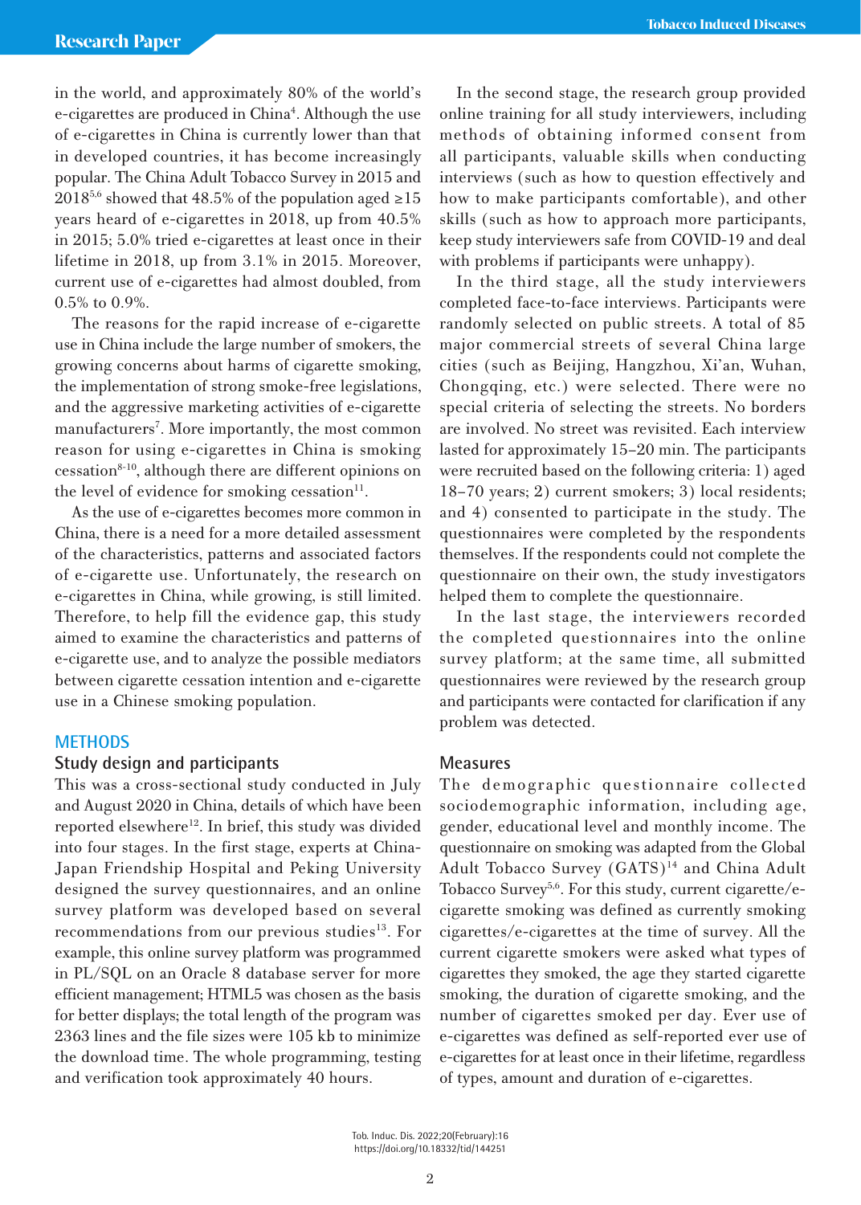in the world, and approximately 80% of the world's e-cigarettes are produced in China[4]. Although the use of e-cigarettes in China is currently lower than that in developed countries, it has become increasingly popular. The China Adult Tobacco Survey in 2015 and 2018[5,6] showed that 48.5% of the population aged ≥15 years heard of e-cigarettes in 2018, up from 40.5% in 2015; 5.0% tried e-cigarettes at least once in their lifetime in 2018, up from 3.1% in 2015. Moreover, current use of e-cigarettes had almost doubled, from 0.5% to 0.9%.

The reasons for the rapid increase of e-cigarette use in China include the large number of smokers, the growing concerns about harms of cigarette smoking, the implementation of strong smoke-free legislations, and the aggressive marketing activities of e-cigarette manufacturers[7]. More importantly, the most common reason for using e-cigarettes in China is smoking cessation[8-10], although there are different opinions on the level of evidence for smoking cessation[11].

As the use of e-cigarettes becomes more common in China, there is a need for a more detailed assessment of the characteristics, patterns and associated factors of e-cigarette use. Unfortunately, the research on e-cigarettes in China, while growing, is still limited. Therefore, to help fill the evidence gap, this study aimed to examine the characteristics and patterns of e-cigarette use, and to analyze the possible mediators between cigarette cessation intention and e-cigarette use in a Chinese smoking population.

## METHODS

### Study design and participants

This was a cross-sectional study conducted in July and August 2020 in China, details of which have been reported elsewhere[12]. In brief, this study was divided into four stages. In the first stage, experts at China-Japan Friendship Hospital and Peking University designed the survey questionnaires, and an online survey platform was developed based on several recommendations from our previous studies[13]. For example, this online survey platform was programmed in PL/SQL on an Oracle 8 database server for more efficient management; HTML5 was chosen as the basis for better displays; the total length of the program was 2363 lines and the file sizes were 105 kb to minimize the download time. The whole programming, testing and verification took approximately 40 hours.

In the second stage, the research group provided online training for all study interviewers, including methods of obtaining informed consent from all participants, valuable skills when conducting interviews (such as how to question effectively and how to make participants comfortable), and other skills (such as how to approach more participants, keep study interviewers safe from COVID-19 and deal with problems if participants were unhappy).

In the third stage, all the study interviewers completed face-to-face interviews. Participants were randomly selected on public streets. A total of 85 major commercial streets of several China large cities (such as Beijing, Hangzhou, Xi'an, Wuhan, Chongqing, etc.) were selected. There were no special criteria of selecting the streets. No borders are involved. No street was revisited. Each interview lasted for approximately 15–20 min. The participants were recruited based on the following criteria: 1) aged 18–70 years; 2) current smokers; 3) local residents; and 4) consented to participate in the study. The questionnaires were completed by the respondents themselves. If the respondents could not complete the questionnaire on their own, the study investigators helped them to complete the questionnaire.

In the last stage, the interviewers recorded the completed questionnaires into the online survey platform; at the same time, all submitted questionnaires were reviewed by the research group and participants were contacted for clarification if any problem was detected.

### Measures

The demographic questionnaire collected sociodemographic information, including age, gender, educational level and monthly income. The questionnaire on smoking was adapted from the Global Adult Tobacco Survey (GATS)[14] and China Adult Tobacco Survey[5,6]. For this study, current cigarette/e-cigarette smoking was defined as currently smoking cigarettes/e-cigarettes at the time of survey. All the current cigarette smokers were asked what types of cigarettes they smoked, the age they started cigarette smoking, the duration of cigarette smoking, and the number of cigarettes smoked per day. Ever use of e-cigarettes was defined as self-reported ever use of e-cigarettes for at least once in their lifetime, regardless of types, amount and duration of e-cigarettes.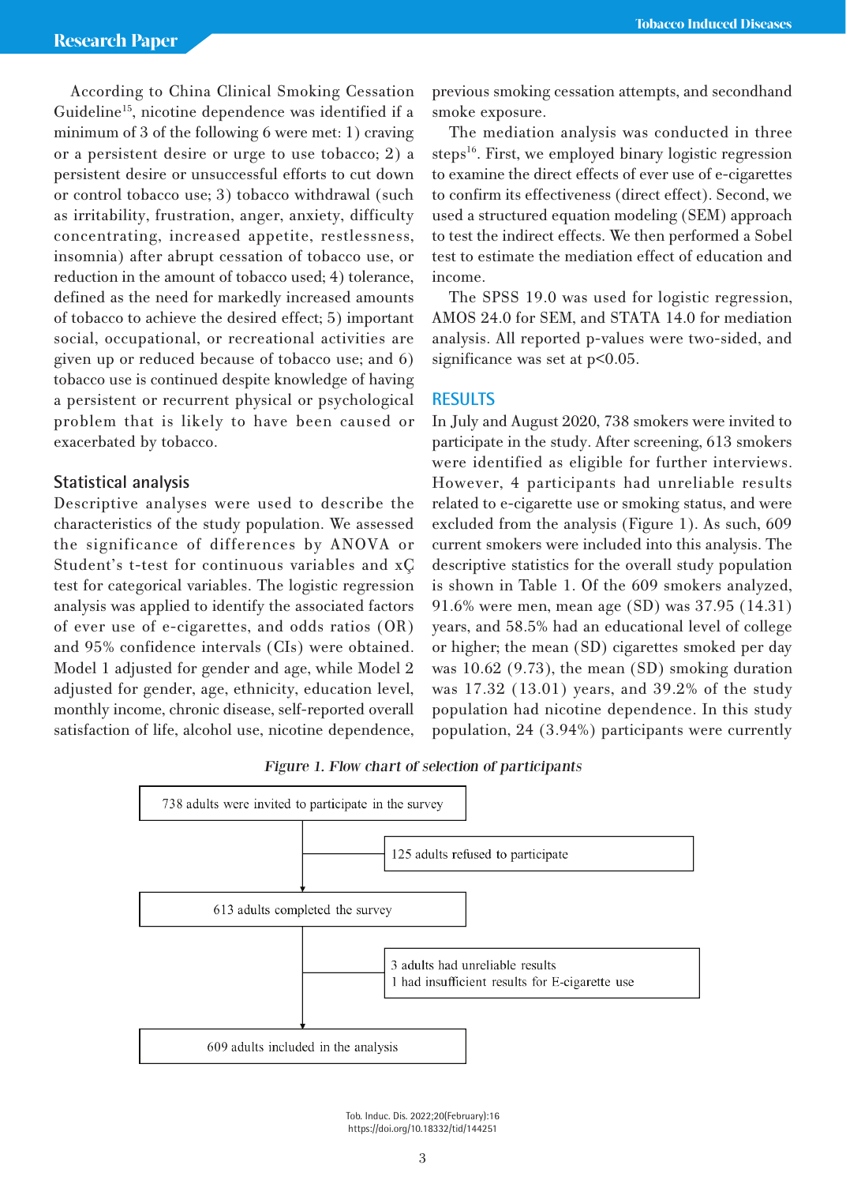According to China Clinical Smoking Cessation Guideline[15], nicotine dependence was identified if a minimum of 3 of the following 6 were met: 1) craving or a persistent desire or urge to use tobacco; 2) a persistent desire or unsuccessful efforts to cut down or control tobacco use; 3) tobacco withdrawal (such as irritability, frustration, anger, anxiety, difficulty concentrating, increased appetite, restlessness, insomnia) after abrupt cessation of tobacco use, or reduction in the amount of tobacco used; 4) tolerance, defined as the need for markedly increased amounts of tobacco to achieve the desired effect; 5) important social, occupational, or recreational activities are given up or reduced because of tobacco use; and 6) tobacco use is continued despite knowledge of having a persistent or recurrent physical or psychological problem that is likely to have been caused or exacerbated by tobacco.

## Statistical analysis

Descriptive analyses were used to describe the characteristics of the study population. We assessed the significance of differences by ANOVA or Student's t-test for continuous variables and xÇ test for categorical variables. The logistic regression analysis was applied to identify the associated factors of ever use of e-cigarettes, and odds ratios (OR) and 95% confidence intervals (CIs) were obtained. Model 1 adjusted for gender and age, while Model 2 adjusted for gender, age, ethnicity, education level, monthly income, chronic disease, self-reported overall satisfaction of life, alcohol use, nicotine dependence, previous smoking cessation attempts, and secondhand smoke exposure.

The mediation analysis was conducted in three steps[16]. First, we employed binary logistic regression to examine the direct effects of ever use of e-cigarettes to confirm its effectiveness (direct effect). Second, we used a structured equation modeling (SEM) approach to test the indirect effects. We then performed a Sobel test to estimate the mediation effect of education and income.

The SPSS 19.0 was used for logistic regression, AMOS 24.0 for SEM, and STATA 14.0 for mediation analysis. All reported p-values were two-sided, and significance was set at $p<0.05$.

## RESULTS

In July and August 2020, 738 smokers were invited to participate in the study. After screening, 613 smokers were identified as eligible for further interviews. However, 4 participants had unreliable results related to e-cigarette use or smoking status, and were excluded from the analysis (Figure 1). As such, 609 current smokers were included into this analysis. The descriptive statistics for the overall study population is shown in Table 1. Of the 609 smokers analyzed, 91.6% were men, mean age (SD) was 37.95 (14.31) years, and 58.5% had an educational level of college or higher; the mean (SD) cigarettes smoked per day was 10.62 (9.73), the mean (SD) smoking duration was 17.32 (13.01) years, and 39.2% of the study population had nicotine dependence. In this study population, 24 (3.94%) participants were currently

*Figure 1. Flow chart of selection of participants*

738 adults were invited to participate in the survey
→ 125 adults refused to participate
613 adults completed the survey
→ 3 adults had unreliable results; 1 had insufficient results for E-cigarette use
609 adults included in the analysis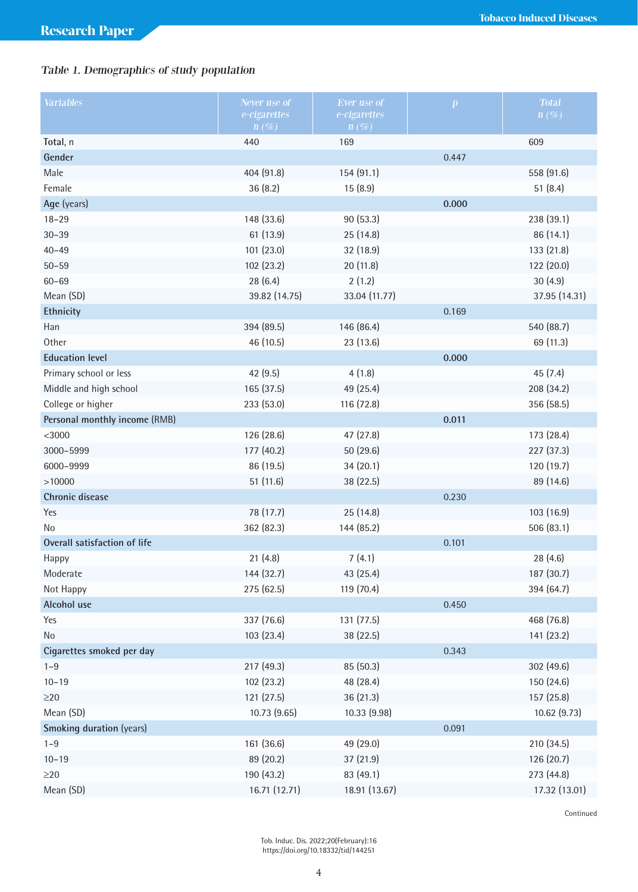*Table 1. Demographics of study population*

| Variables | Never use of e-cigarettes n (%) | Ever use of e-cigarettes n (%) | p | Total n (%) |
|---|---|---|---|---|
| Total, n | 440 | 169 | | 609 |
| **Gender** | | | 0.447 | |
| Male | 404 (91.8) | 154 (91.1) | | 558 (91.6) |
| Female | 36 (8.2) | 15 (8.9) | | 51 (8.4) |
| **Age** (years) | | | **0.000** | |
| 18–29 | 148 (33.6) | 90 (53.3) | | 238 (39.1) |
| 30–39 | 61 (13.9) | 25 (14.8) | | 86 (14.1) |
| 40–49 | 101 (23.0) | 32 (18.9) | | 133 (21.8) |
| 50–59 | 102 (23.2) | 20 (11.8) | | 122 (20.0) |
| 60–69 | 28 (6.4) | 2 (1.2) | | 30 (4.9) |
| Mean (SD) | 39.82 (14.75) | 33.04 (11.77) | | 37.95 (14.31) |
| **Ethnicity** | | | 0.169 | |
| Han | 394 (89.5) | 146 (86.4) | | 540 (88.7) |
| Other | 46 (10.5) | 23 (13.6) | | 69 (11.3) |
| **Education level** | | | **0.000** | |
| Primary school or less | 42 (9.5) | 4 (1.8) | | 45 (7.4) |
| Middle and high school | 165 (37.5) | 49 (25.4) | | 208 (34.2) |
| College or higher | 233 (53.0) | 116 (72.8) | | 356 (58.5) |
| **Personal monthly income** (RMB) | | | **0.011** | |
| <3000 | 126 (28.6) | 47 (27.8) | | 173 (28.4) |
| 3000–5999 | 177 (40.2) | 50 (29.6) | | 227 (37.3) |
| 6000–9999 | 86 (19.5) | 34 (20.1) | | 120 (19.7) |
| >10000 | 51 (11.6) | 38 (22.5) | | 89 (14.6) |
| **Chronic disease** | | | 0.230 | |
| Yes | 78 (17.7) | 25 (14.8) | | 103 (16.9) |
| No | 362 (82.3) | 144 (85.2) | | 506 (83.1) |
| **Overall satisfaction of life** | | | 0.101 | |
| Happy | 21 (4.8) | 7 (4.1) | | 28 (4.6) |
| Moderate | 144 (32.7) | 43 (25.4) | | 187 (30.7) |
| Not Happy | 275 (62.5) | 119 (70.4) | | 394 (64.7) |
| **Alcohol use** | | | 0.450 | |
| Yes | 337 (76.6) | 131 (77.5) | | 468 (76.8) |
| No | 103 (23.4) | 38 (22.5) | | 141 (23.2) |
| **Cigarettes smoked per day** | | | 0.343 | |
| 1–9 | 217 (49.3) | 85 (50.3) | | 302 (49.6) |
| 10–19 | 102 (23.2) | 48 (28.4) | | 150 (24.6) |
| ≥20 | 121 (27.5) | 36 (21.3) | | 157 (25.8) |
| Mean (SD) | 10.73 (9.65) | 10.33 (9.98) | | 10.62 (9.73) |
| **Smoking duration** (years) | | | 0.091 | |
| 1–9 | 161 (36.6) | 49 (29.0) | | 210 (34.5) |
| 10–19 | 89 (20.2) | 37 (21.9) | | 126 (20.7) |
| ≥20 | 190 (43.2) | 83 (49.1) | | 273 (44.8) |
| Mean (SD) | 16.71 (12.71) | 18.91 (13.67) | | 17.32 (13.01) |

Continued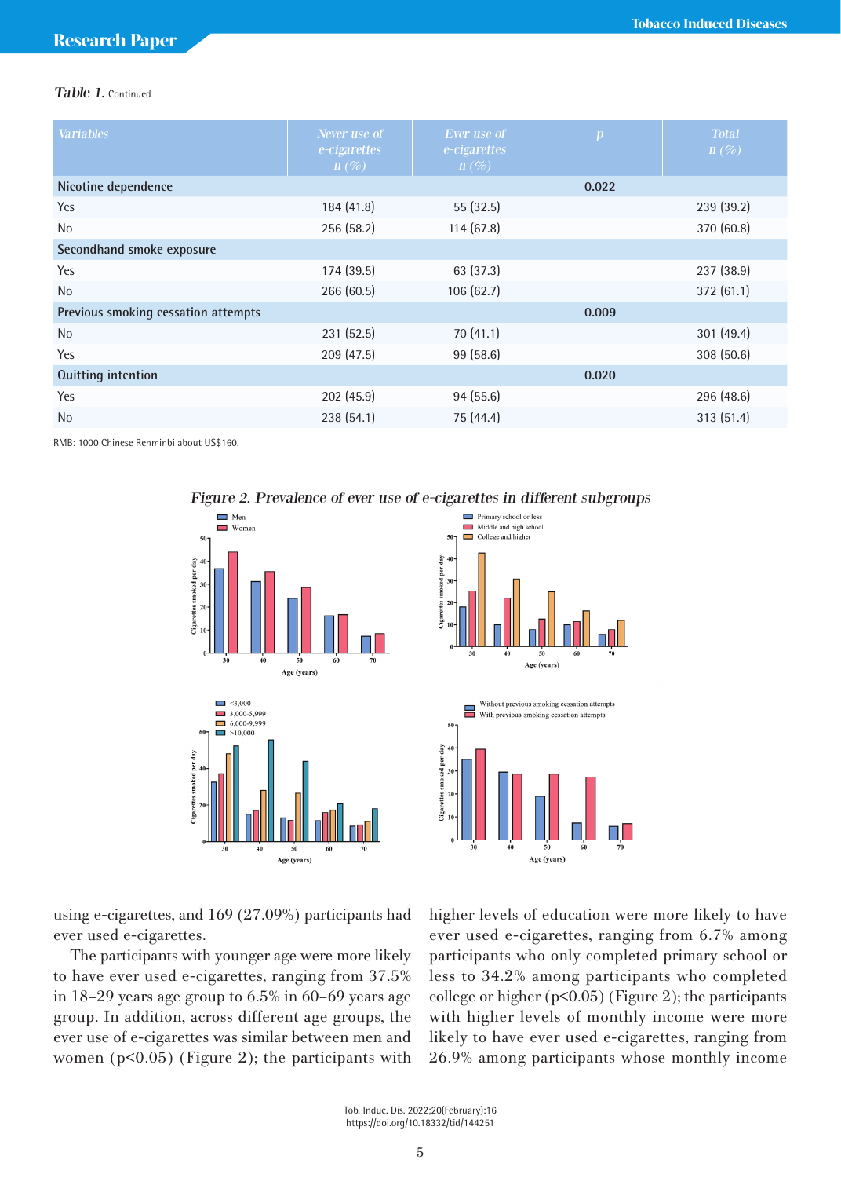*Table 1.* Continued

| Variables | Never use of e-cigarettes n (%) | Ever use of e-cigarettes n (%) | p | Total n (%) |
|---|---|---|---|---|
| Nicotine dependence | | | 0.022 | |
| Yes | 184 (41.8) | 55 (32.5) | | 239 (39.2) |
| No | 256 (58.2) | 114 (67.8) | | 370 (60.8) |
| Secondhand smoke exposure | | | | |
| Yes | 174 (39.5) | 63 (37.3) | | 237 (38.9) |
| No | 266 (60.5) | 106 (62.7) | | 372 (61.1) |
| Previous smoking cessation attempts | | | 0.009 | |
| No | 231 (52.5) | 70 (41.1) | | 301 (49.4) |
| Yes | 209 (47.5) | 99 (58.6) | | 308 (50.6) |
| Quitting intention | | | 0.020 | |
| Yes | 202 (45.9) | 94 (55.6) | | 296 (48.6) |
| No | 238 (54.1) | 75 (44.4) | | 313 (51.4) |

RMB: 1000 Chinese Renminbi about US$160.

*Figure 2. Prevalence of ever use of e-cigarettes in different subgroups*

using e-cigarettes, and 169 (27.09%) participants had ever used e-cigarettes.

The participants with younger age were more likely to have ever used e-cigarettes, ranging from 37.5% in 18–29 years age group to 6.5% in 60–69 years age group. In addition, across different age groups, the ever use of e-cigarettes was similar between men and women ($p<0.05$) (Figure 2); the participants with higher levels of education were more likely to have ever used e-cigarettes, ranging from 6.7% among participants who only completed primary school or less to 34.2% among participants who completed college or higher ($p<0.05$) (Figure 2); the participants with higher levels of monthly income were more likely to have ever used e-cigarettes, ranging from 26.9% among participants whose monthly income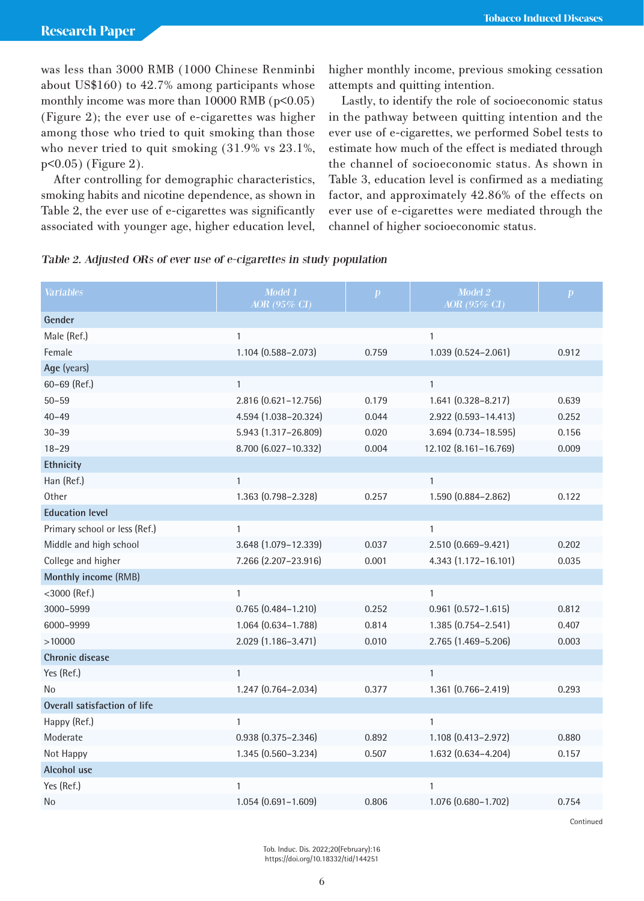was less than 3000 RMB (1000 Chinese Renminbi about US$160) to 42.7% among participants whose monthly income was more than 10000 RMB ($p<0.05$) (Figure 2); the ever use of e-cigarettes was higher among those who tried to quit smoking than those who never tried to quit smoking (31.9% vs 23.1%, $p<0.05$) (Figure 2).

After controlling for demographic characteristics, smoking habits and nicotine dependence, as shown in Table 2, the ever use of e-cigarettes was significantly associated with younger age, higher education level, higher monthly income, previous smoking cessation attempts and quitting intention.

Lastly, to identify the role of socioeconomic status in the pathway between quitting intention and the ever use of e-cigarettes, we performed Sobel tests to estimate how much of the effect is mediated through the channel of socioeconomic status. As shown in Table 3, education level is confirmed as a mediating factor, and approximately 42.86% of the effects on ever use of e-cigarettes were mediated through the channel of higher socioeconomic status.

*Table 2. Adjusted ORs of ever use of e-cigarettes in study population*

| Variables | Model 1 AOR (95% CI) | p | Model 2 AOR (95% CI) | p |
|---|---|---|---|---|
| **Gender** | | | | |
| Male (Ref.) | 1 | | 1 | |
| Female | 1.104 (0.588–2.073) | 0.759 | 1.039 (0.524–2.061) | 0.912 |
| **Age (years)** | | | | |
| 60–69 (Ref.) | 1 | | 1 | |
| 50–59 | 2.816 (0.621–12.756) | 0.179 | 1.641 (0.328–8.217) | 0.639 |
| 40–49 | 4.594 (1.038–20.324) | 0.044 | 2.922 (0.593–14.413) | 0.252 |
| 30–39 | 5.943 (1.317–26.809) | 0.020 | 3.694 (0.734–18.595) | 0.156 |
| 18–29 | 8.700 (6.027–10.332) | 0.004 | 12.102 (8.161–16.769) | 0.009 |
| **Ethnicity** | | | | |
| Han (Ref.) | 1 | | 1 | |
| Other | 1.363 (0.798–2.328) | 0.257 | 1.590 (0.884–2.862) | 0.122 |
| **Education level** | | | | |
| Primary school or less (Ref.) | 1 | | 1 | |
| Middle and high school | 3.648 (1.079–12.339) | 0.037 | 2.510 (0.669–9.421) | 0.202 |
| College and higher | 7.266 (2.207–23.916) | 0.001 | 4.343 (1.172–16.101) | 0.035 |
| **Monthly income (RMB)** | | | | |
| <3000 (Ref.) | 1 | | 1 | |
| 3000–5999 | 0.765 (0.484–1.210) | 0.252 | 0.961 (0.572–1.615) | 0.812 |
| 6000–9999 | 1.064 (0.634–1.788) | 0.814 | 1.385 (0.754–2.541) | 0.407 |
| >10000 | 2.029 (1.186–3.471) | 0.010 | 2.765 (1.469–5.206) | 0.003 |
| **Chronic disease** | | | | |
| Yes (Ref.) | 1 | | 1 | |
| No | 1.247 (0.764–2.034) | 0.377 | 1.361 (0.766–2.419) | 0.293 |
| **Overall satisfaction of life** | | | | |
| Happy (Ref.) | 1 | | 1 | |
| Moderate | 0.938 (0.375–2.346) | 0.892 | 1.108 (0.413–2.972) | 0.880 |
| Not Happy | 1.345 (0.560–3.234) | 0.507 | 1.632 (0.634–4.204) | 0.157 |
| **Alcohol use** | | | | |
| Yes (Ref.) | 1 | | 1 | |
| No | 1.054 (0.691–1.609) | 0.806 | 1.076 (0.680–1.702) | 0.754 |

Continued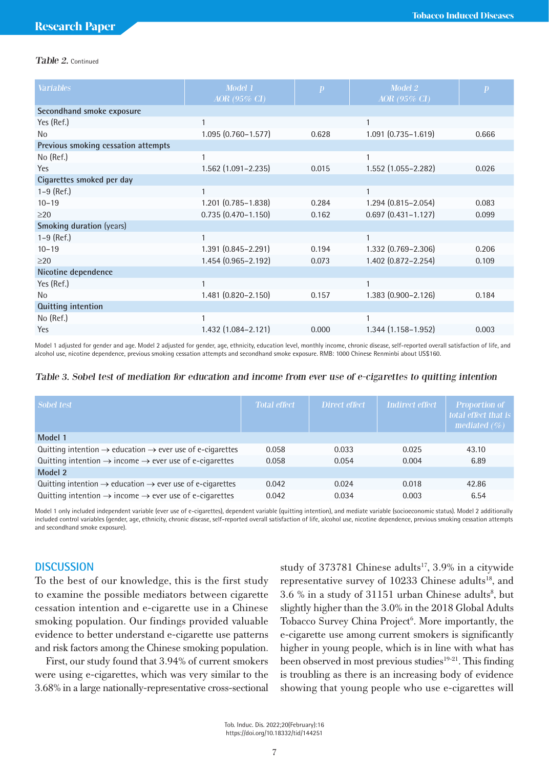*Table 2.* Continued

| Variables | Model 1 AOR (95% CI) | p | Model 2 AOR (95% CI) | p |
|---|---|---|---|---|
| **Secondhand smoke exposure** | | | | |
| Yes (Ref.) | 1 | | 1 | |
| No | 1.095 (0.760–1.577) | 0.628 | 1.091 (0.735–1.619) | 0.666 |
| **Previous smoking cessation attempts** | | | | |
| No (Ref.) | 1 | | 1 | |
| Yes | 1.562 (1.091–2.235) | 0.015 | 1.552 (1.055–2.282) | 0.026 |
| **Cigarettes smoked per day** | | | | |
| 1–9 (Ref.) | 1 | | 1 | |
| 10–19 | 1.201 (0.785–1.838) | 0.284 | 1.294 (0.815–2.054) | 0.083 |
| ≥20 | 0.735 (0.470–1.150) | 0.162 | 0.697 (0.431–1.127) | 0.099 |
| **Smoking duration (years)** | | | | |
| 1–9 (Ref.) | 1 | | 1 | |
| 10–19 | 1.391 (0.845–2.291) | 0.194 | 1.332 (0.769–2.306) | 0.206 |
| ≥20 | 1.454 (0.965–2.192) | 0.073 | 1.402 (0.872–2.254) | 0.109 |
| **Nicotine dependence** | | | | |
| Yes (Ref.) | 1 | | 1 | |
| No | 1.481 (0.820–2.150) | 0.157 | 1.383 (0.900–2.126) | 0.184 |
| **Quitting intention** | | | | |
| No (Ref.) | 1 | | 1 | |
| Yes | 1.432 (1.084–2.121) | 0.000 | 1.344 (1.158–1.952) | 0.003 |

Model 1 adjusted for gender and age. Model 2 adjusted for gender, age, ethnicity, education level, monthly income, chronic disease, self-reported overall satisfaction of life, and alcohol use, nicotine dependence, previous smoking cessation attempts and secondhand smoke exposure. RMB: 1000 Chinese Renminbi about US$160.

*Table 3. Sobel test of mediation for education and income from ever use of e-cigarettes to quitting intention*

| Sobel test | Total effect | Direct effect | Indirect effect | Proportion of total effect that is mediated (%) |
|---|---|---|---|---|
| **Model 1** | | | | |
| Quitting intention → education → ever use of e-cigarettes | 0.058 | 0.033 | 0.025 | 43.10 |
| Quitting intention → income → ever use of e-cigarettes | 0.058 | 0.054 | 0.004 | 6.89 |
| **Model 2** | | | | |
| Quitting intention → education → ever use of e-cigarettes | 0.042 | 0.024 | 0.018 | 42.86 |
| Quitting intention → income → ever use of e-cigarettes | 0.042 | 0.034 | 0.003 | 6.54 |

Model 1 only included independent variable (ever use of e-cigarettes), dependent variable (quitting intention), and mediate variable (socioeconomic status). Model 2 additionally included control variables (gender, age, ethnicity, chronic disease, self-reported overall satisfaction of life, alcohol use, nicotine dependence, previous smoking cessation attempts and secondhand smoke exposure).

## DISCUSSION

To the best of our knowledge, this is the first study to examine the possible mediators between cigarette cessation intention and e-cigarette use in a Chinese smoking population. Our findings provided valuable evidence to better understand e-cigarette use patterns and risk factors among the Chinese smoking population.

First, our study found that 3.94% of current smokers were using e-cigarettes, which was very similar to the 3.68% in a large nationally-representative cross-sectional study of 373781 Chinese adults[17], 3.9% in a citywide representative survey of 10233 Chinese adults[18], and 3.6 % in a study of 31151 urban Chinese adults[8], but slightly higher than the 3.0% in the 2018 Global Adults Tobacco Survey China Project[6]. More importantly, the e-cigarette use among current smokers is significantly higher in young people, which is in line with what has been observed in most previous studies[19-21]. This finding is troubling as there is an increasing body of evidence showing that young people who use e-cigarettes will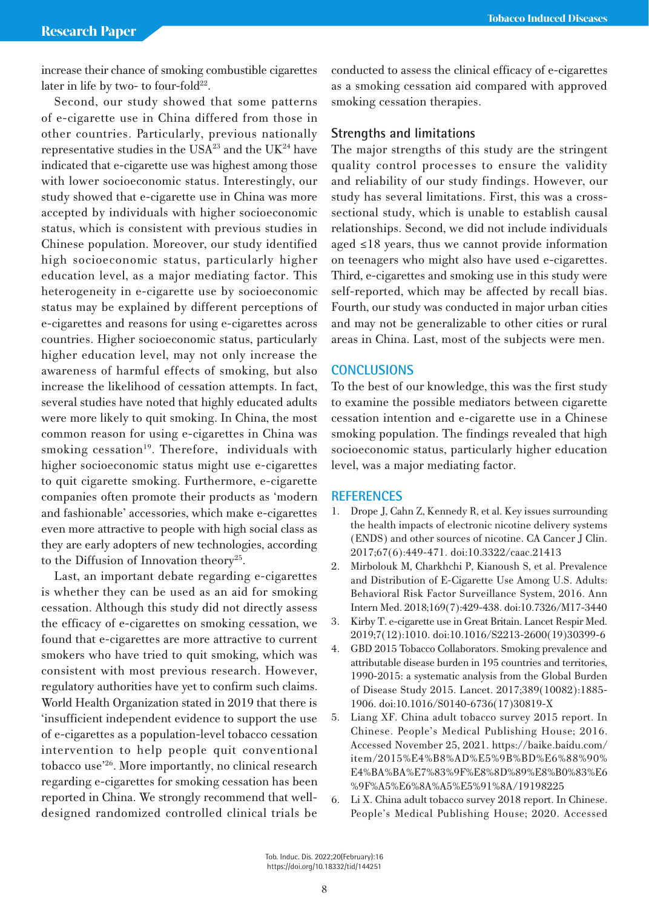increase their chance of smoking combustible cigarettes later in life by two- to four-fold[22].

Second, our study showed that some patterns of e-cigarette use in China differed from those in other countries. Particularly, previous nationally representative studies in the USA[23] and the UK[24] have indicated that e-cigarette use was highest among those with lower socioeconomic status. Interestingly, our study showed that e-cigarette use in China was more accepted by individuals with higher socioeconomic status, which is consistent with previous studies in Chinese population. Moreover, our study identified high socioeconomic status, particularly higher education level, as a major mediating factor. This heterogeneity in e-cigarette use by socioeconomic status may be explained by different perceptions of e-cigarettes and reasons for using e-cigarettes across countries. Higher socioeconomic status, particularly higher education level, may not only increase the awareness of harmful effects of smoking, but also increase the likelihood of cessation attempts. In fact, several studies have noted that highly educated adults were more likely to quit smoking. In China, the most common reason for using e-cigarettes in China was smoking cessation[19]. Therefore, individuals with higher socioeconomic status might use e-cigarettes to quit cigarette smoking. Furthermore, e-cigarette companies often promote their products as 'modern and fashionable' accessories, which make e-cigarettes even more attractive to people with high social class as they are early adopters of new technologies, according to the Diffusion of Innovation theory[25].

Last, an important debate regarding e-cigarettes is whether they can be used as an aid for smoking cessation. Although this study did not directly assess the efficacy of e-cigarettes on smoking cessation, we found that e-cigarettes are more attractive to current smokers who have tried to quit smoking, which was consistent with most previous research. However, regulatory authorities have yet to confirm such claims. World Health Organization stated in 2019 that there is 'insufficient independent evidence to support the use of e-cigarettes as a population-level tobacco cessation intervention to help people quit conventional tobacco use'[26]. More importantly, no clinical research regarding e-cigarettes for smoking cessation has been reported in China. We strongly recommend that well-designed randomized controlled clinical trials be conducted to assess the clinical efficacy of e-cigarettes as a smoking cessation aid compared with approved smoking cessation therapies.

### Strengths and limitations

The major strengths of this study are the stringent quality control processes to ensure the validity and reliability of our study findings. However, our study has several limitations. First, this was a cross-sectional study, which is unable to establish causal relationships. Second, we did not include individuals aged ≤18 years, thus we cannot provide information on teenagers who might also have used e-cigarettes. Third, e-cigarettes and smoking use in this study were self-reported, which may be affected by recall bias. Fourth, our study was conducted in major urban cities and may not be generalizable to other cities or rural areas in China. Last, most of the subjects were men.

## CONCLUSIONS

To the best of our knowledge, this was the first study to examine the possible mediators between cigarette cessation intention and e-cigarette use in a Chinese smoking population. The findings revealed that high socioeconomic status, particularly higher education level, was a major mediating factor.

## REFERENCES

1. Drope J, Cahn Z, Kennedy R, et al. Key issues surrounding the health impacts of electronic nicotine delivery systems (ENDS) and other sources of nicotine. CA Cancer J Clin. 2017;67(6):449-471. doi:10.3322/caac.21413
2. Mirbolouk M, Charkhchi P, Kianoush S, et al. Prevalence and Distribution of E-Cigarette Use Among U.S. Adults: Behavioral Risk Factor Surveillance System, 2016. Ann Intern Med. 2018;169(7):429-438. doi:10.7326/M17-3440
3. Kirby T. e-cigarette use in Great Britain. Lancet Respir Med. 2019;7(12):1010. doi:10.1016/S2213-2600(19)30399-6
4. GBD 2015 Tobacco Collaborators. Smoking prevalence and attributable disease burden in 195 countries and territories, 1990-2015: a systematic analysis from the Global Burden of Disease Study 2015. Lancet. 2017;389(10082):1885-1906. doi:10.1016/S0140-6736(17)30819-X
5. Liang XF. China adult tobacco survey 2015 report. In Chinese. People's Medical Publishing House; 2016. Accessed November 25, 2021. https://baike.baidu.com/item/2015%E4%B8%AD%E5%9B%BD%E6%88%90%E4%BA%BA%E7%83%9F%E8%8D%89%E8%B0%83%E6%9F%A5%E6%8A%A5%E5%91%8A/19198225
6. Li X. China adult tobacco survey 2018 report. In Chinese. People's Medical Publishing House; 2020. Accessed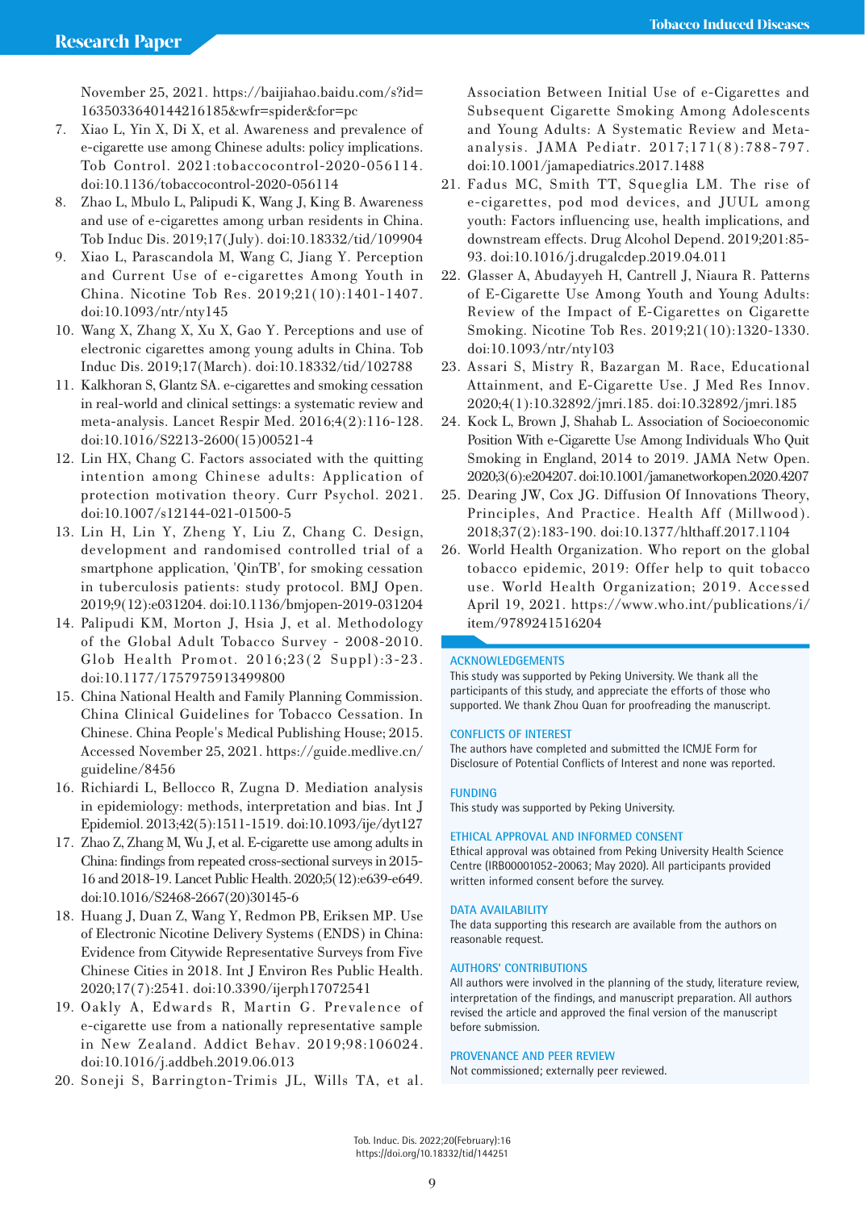November 25, 2021. https://baijiahao.baidu.com/s?id=1635033640144216185&wfr=spider&for=pc

7. Xiao L, Yin X, Di X, et al. Awareness and prevalence of e-cigarette use among Chinese adults: policy implications. Tob Control. 2021:tobaccocontrol-2020-056114. doi:10.1136/tobaccocontrol-2020-056114
8. Zhao L, Mbulo L, Palipudi K, Wang J, King B. Awareness and use of e-cigarettes among urban residents in China. Tob Induc Dis. 2019;17(July). doi:10.18332/tid/109904
9. Xiao L, Parascandola M, Wang C, Jiang Y. Perception and Current Use of e-cigarettes Among Youth in China. Nicotine Tob Res. 2019;21(10):1401-1407. doi:10.1093/ntr/nty145
10. Wang X, Zhang X, Xu X, Gao Y. Perceptions and use of electronic cigarettes among young adults in China. Tob Induc Dis. 2019;17(March). doi:10.18332/tid/102788
11. Kalkhoran S, Glantz SA. e-cigarettes and smoking cessation in real-world and clinical settings: a systematic review and meta-analysis. Lancet Respir Med. 2016;4(2):116-128. doi:10.1016/S2213-2600(15)00521-4
12. Lin HX, Chang C. Factors associated with the quitting intention among Chinese adults: Application of protection motivation theory. Curr Psychol. 2021. doi:10.1007/s12144-021-01500-5
13. Lin H, Lin Y, Zheng Y, Liu Z, Chang C. Design, development and randomised controlled trial of a smartphone application, 'QinTB', for smoking cessation in tuberculosis patients: study protocol. BMJ Open. 2019;9(12):e031204. doi:10.1136/bmjopen-2019-031204
14. Palipudi KM, Morton J, Hsia J, et al. Methodology of the Global Adult Tobacco Survey - 2008-2010. Glob Health Promot. 2016;23(2 Suppl):3-23. doi:10.1177/1757975913499800
15. China National Health and Family Planning Commission. China Clinical Guidelines for Tobacco Cessation. In Chinese. China People's Medical Publishing House; 2015. Accessed November 25, 2021. https://guide.medlive.cn/guideline/8456
16. Richiardi L, Bellocco R, Zugna D. Mediation analysis in epidemiology: methods, interpretation and bias. Int J Epidemiol. 2013;42(5):1511-1519. doi:10.1093/ije/dyt127
17. Zhao Z, Zhang M, Wu J, et al. E-cigarette use among adults in China: findings from repeated cross-sectional surveys in 2015-16 and 2018-19. Lancet Public Health. 2020;5(12):e639-e649. doi:10.1016/S2468-2667(20)30145-6
18. Huang J, Duan Z, Wang Y, Redmon PB, Eriksen MP. Use of Electronic Nicotine Delivery Systems (ENDS) in China: Evidence from Citywide Representative Surveys from Five Chinese Cities in 2018. Int J Environ Res Public Health. 2020;17(7):2541. doi:10.3390/ijerph17072541
19. Oakly A, Edwards R, Martin G. Prevalence of e-cigarette use from a nationally representative sample in New Zealand. Addict Behav. 2019;98:106024. doi:10.1016/j.addbeh.2019.06.013
20. Soneji S, Barrington-Trimis JL, Wills TA, et al. Association Between Initial Use of e-Cigarettes and Subsequent Cigarette Smoking Among Adolescents and Young Adults: A Systematic Review and Meta-analysis. JAMA Pediatr. 2017;171(8):788-797. doi:10.1001/jamapediatrics.2017.1488
21. Fadus MC, Smith TT, Squeglia LM. The rise of e-cigarettes, pod mod devices, and JUUL among youth: Factors influencing use, health implications, and downstream effects. Drug Alcohol Depend. 2019;201:85-93. doi:10.1016/j.drugalcdep.2019.04.011
22. Glasser A, Abudayyeh H, Cantrell J, Niaura R. Patterns of E-Cigarette Use Among Youth and Young Adults: Review of the Impact of E-Cigarettes on Cigarette Smoking. Nicotine Tob Res. 2019;21(10):1320-1330. doi:10.1093/ntr/nty103
23. Assari S, Mistry R, Bazargan M. Race, Educational Attainment, and E-Cigarette Use. J Med Res Innov. 2020;4(1):10.32892/jmri.185. doi:10.32892/jmri.185
24. Kock L, Brown J, Shahab L. Association of Socioeconomic Position With e-Cigarette Use Among Individuals Who Quit Smoking in England, 2014 to 2019. JAMA Netw Open. 2020;3(6):e204207. doi:10.1001/jamanetworkopen.2020.4207
25. Dearing JW, Cox JG. Diffusion Of Innovations Theory, Principles, And Practice. Health Aff (Millwood). 2018;37(2):183-190. doi:10.1377/hlthaff.2017.1104
26. World Health Organization. Who report on the global tobacco epidemic, 2019: Offer help to quit tobacco use. World Health Organization; 2019. Accessed April 19, 2021. https://www.who.int/publications/i/item/9789241516204

## ACKNOWLEDGEMENTS

This study was supported by Peking University. We thank all the participants of this study, and appreciate the efforts of those who supported. We thank Zhou Quan for proofreading the manuscript.

## CONFLICTS OF INTEREST

The authors have completed and submitted the ICMJE Form for Disclosure of Potential Conflicts of Interest and none was reported.

## FUNDING

This study was supported by Peking University.

## ETHICAL APPROVAL AND INFORMED CONSENT

Ethical approval was obtained from Peking University Health Science Centre (IRB00001052-20063; May 2020). All participants provided written informed consent before the survey.

## DATA AVAILABILITY

The data supporting this research are available from the authors on reasonable request.

## AUTHORS' CONTRIBUTIONS

All authors were involved in the planning of the study, literature review, interpretation of the findings, and manuscript preparation. All authors revised the article and approved the final version of the manuscript before submission.

## PROVENANCE AND PEER REVIEW

Not commissioned; externally peer reviewed.